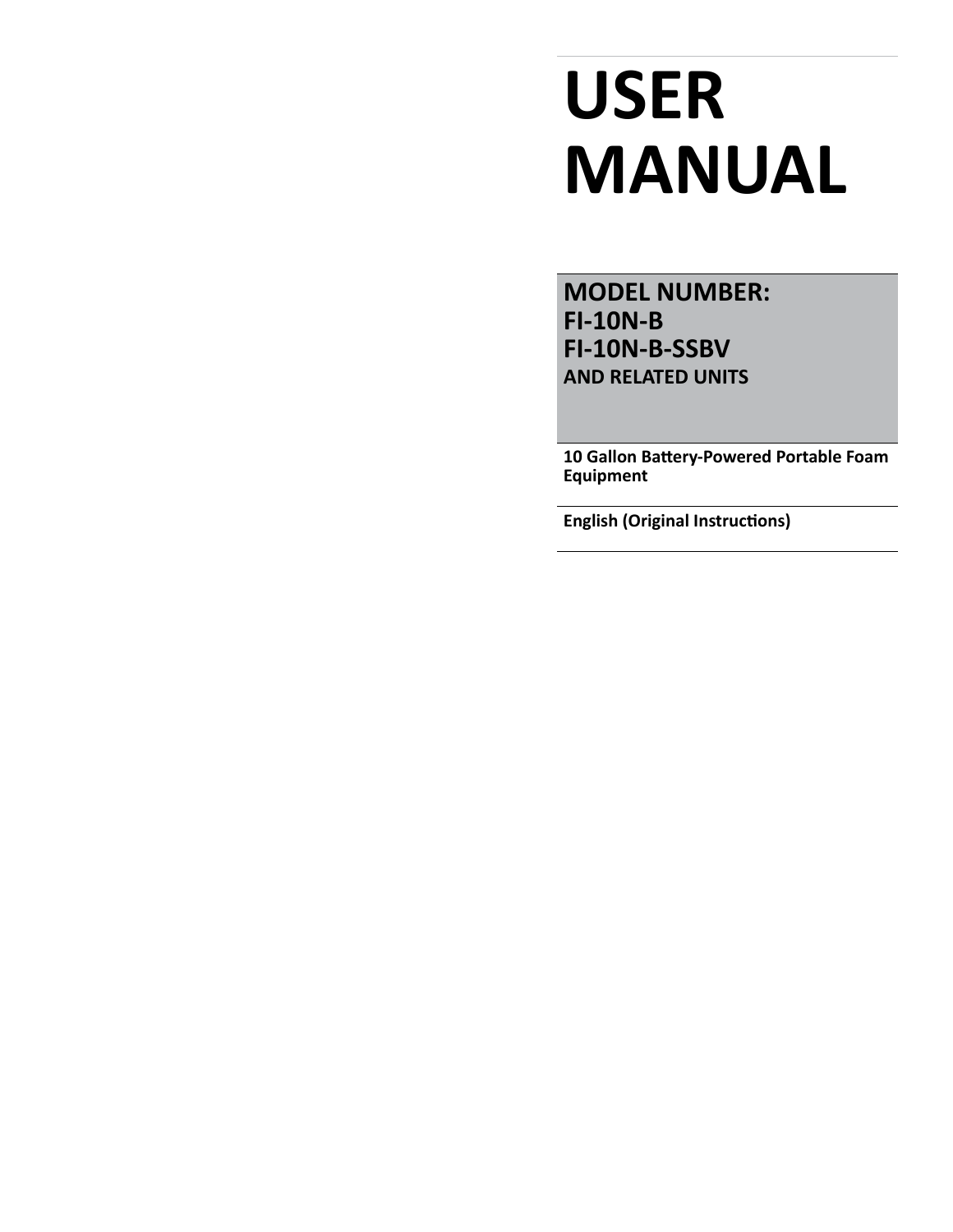# USER MANUAL

## MODEL NUMBER:
## FI-10N-B
## FI-10N-B-SSBV
### AND RELATED UNITS

**10 Gallon Battery-Powered Portable Foam Equipment**

**English (Original Instructions)**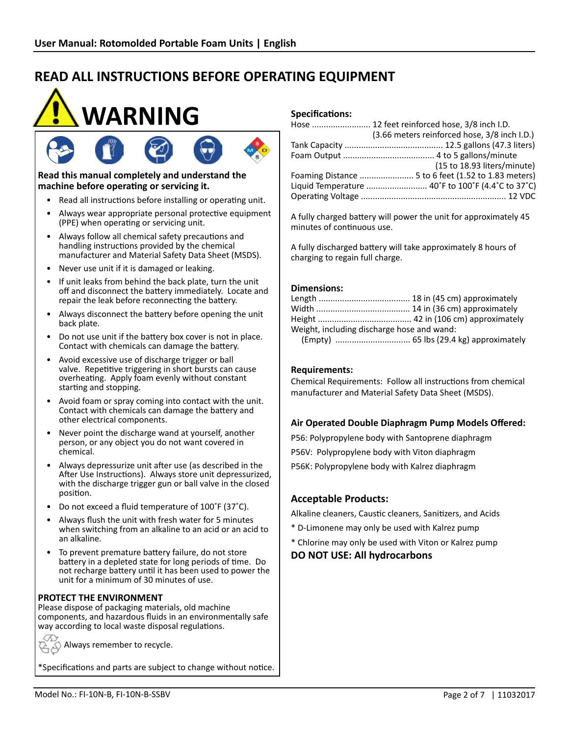# READ ALL INSTRUCTIONS BEFORE OPERATING EQUIPMENT

## WARNING

**Read this manual completely and understand the machine before operating or servicing it.**

- Read all instructions before installing or operating unit.
- Always wear appropriate personal protective equipment (PPE) when operating or servicing unit.
- Always follow all chemical safety precautions and handling instructions provided by the chemical manufacturer and Material Safety Data Sheet (MSDS).
- Never use unit if it is damaged or leaking.
- If unit leaks from behind the back plate, turn the unit off and disconnect the battery immediately. Locate and repair the leak before reconnecting the battery.
- Always disconnect the battery before opening the unit back plate.
- Do not use unit if the battery box cover is not in place. Contact with chemicals can damage the battery.
- Avoid excessive use of discharge trigger or ball valve. Repetitive triggering in short bursts can cause overheating. Apply foam evenly without constant starting and stopping.
- Avoid foam or spray coming into contact with the unit. Contact with chemicals can damage the battery and other electrical components.
- Never point the discharge wand at yourself, another person, or any object you do not want covered in chemical.
- Always depressurize unit after use (as described in the After Use Instructions). Always store unit depressurized, with the discharge trigger gun or ball valve in the closed position.
- Do not exceed a fluid temperature of 100˚F (37˚C).
- Always flush the unit with fresh water for 5 minutes when switching from an alkaline to an acid or an acid to an alkaline.
- To prevent premature battery failure, do not store battery in a depleted state for long periods of time. Do not recharge battery until it has been used to power the unit for a minimum of 30 minutes of use.

**PROTECT THE ENVIRONMENT**

Please dispose of packaging materials, old machine components, and hazardous fluids in an environmentally safe way according to local waste disposal regulations.

Always remember to recycle.

*Specifications and parts are subject to change without notice.

### Specifications:

Hose ......................... 12 feet reinforced hose, 3/8 inch I.D. (3.66 meters reinforced hose, 3/8 inch I.D.)
Tank Capacity .......................................... 12.5 gallons (47.3 liters)
Foam Output ....................................... 4 to 5 gallons/minute (15 to 18.93 liters/minute)
Foaming Distance ....................... 5 to 6 feet (1.52 to 1.83 meters)
Liquid Temperature .......................... 40˚F to 100˚F (4.4˚C to 37˚C)
Operating Voltage ............................................................. 12 VDC

A fully charged battery will power the unit for approximately 45 minutes of continuous use.

A fully discharged battery will take approximately 8 hours of charging to regain full charge.

### Dimensions:

Length ....................................... 18 in (45 cm) approximately
Width ........................................ 14 in (36 cm) approximately
Height ........................................ 42 in (106 cm) approximately
Weight, including discharge hose and wand:
(Empty) ................................ 65 lbs (29.4 kg) approximately

### Requirements:

Chemical Requirements: Follow all instructions from chemical manufacturer and Material Safety Data Sheet (MSDS).

### Air Operated Double Diaphragm Pump Models Offered:

P56: Polypropylene body with Santoprene diaphragm

P56V: Polypropylene body with Viton diaphragm

P56K: Polypropylene body with Kalrez diaphragm

### Acceptable Products:

Alkaline cleaners, Caustic cleaners, Sanitizers, and Acids

* D-Limonene may only be used with Kalrez pump

* Chlorine may only be used with Viton or Kalrez pump

**DO NOT USE: All hydrocarbons**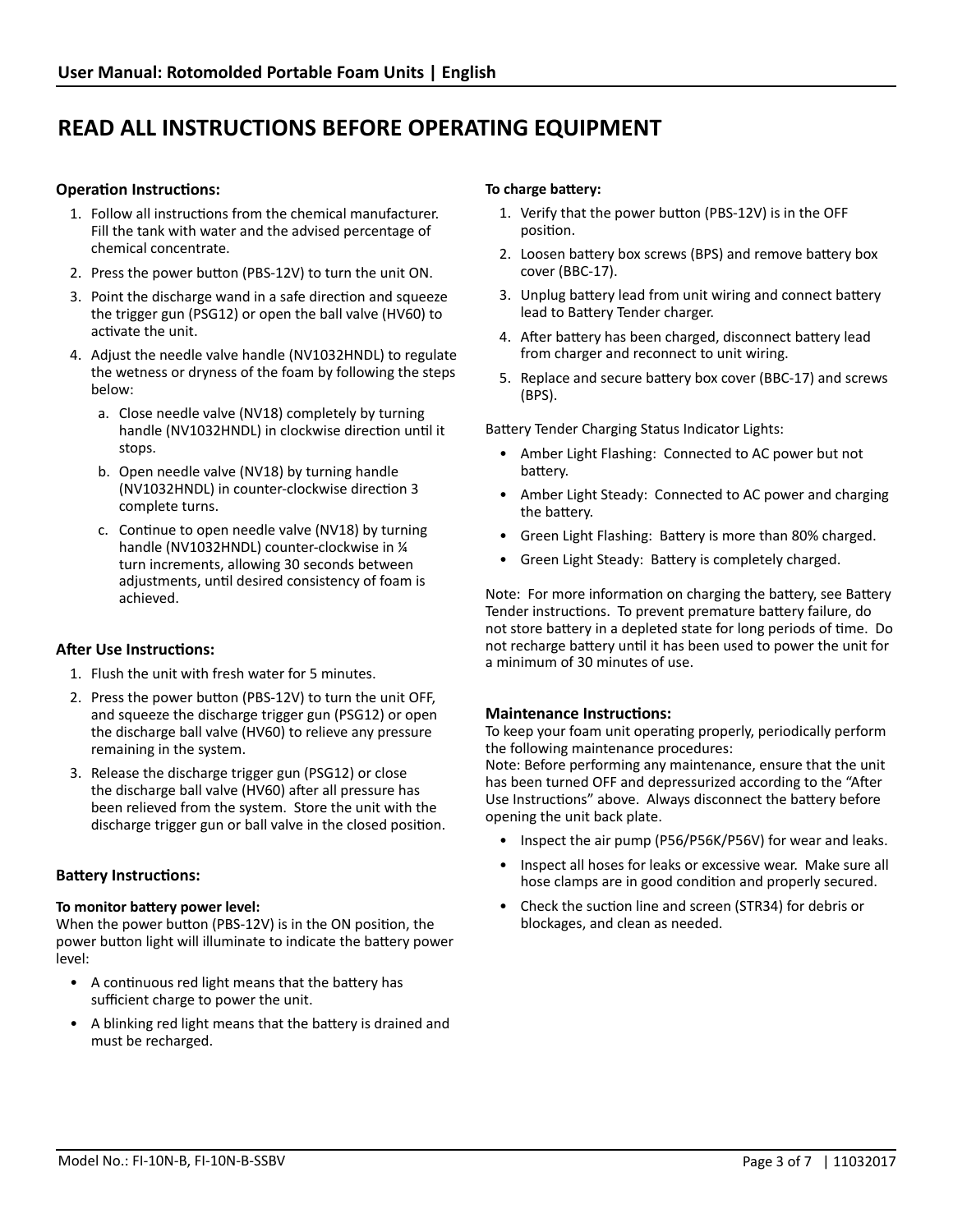# READ ALL INSTRUCTIONS BEFORE OPERATING EQUIPMENT

## Operation Instructions:

1. Follow all instructions from the chemical manufacturer. Fill the tank with water and the advised percentage of chemical concentrate.
2. Press the power button (PBS-12V) to turn the unit ON.
3. Point the discharge wand in a safe direction and squeeze the trigger gun (PSG12) or open the ball valve (HV60) to activate the unit.
4. Adjust the needle valve handle (NV1032HNDL) to regulate the wetness or dryness of the foam by following the steps below:
   a. Close needle valve (NV18) completely by turning handle (NV1032HNDL) in clockwise direction until it stops.
   b. Open needle valve (NV18) by turning handle (NV1032HNDL) in counter-clockwise direction 3 complete turns.
   c. Continue to open needle valve (NV18) by turning handle (NV1032HNDL) counter-clockwise in ¼ turn increments, allowing 30 seconds between adjustments, until desired consistency of foam is achieved.

## After Use Instructions:

1. Flush the unit with fresh water for 5 minutes.
2. Press the power button (PBS-12V) to turn the unit OFF, and squeeze the discharge trigger gun (PSG12) or open the discharge ball valve (HV60) to relieve any pressure remaining in the system.
3. Release the discharge trigger gun (PSG12) or close the discharge ball valve (HV60) after all pressure has been relieved from the system. Store the unit with the discharge trigger gun or ball valve in the closed position.

## Battery Instructions:

**To monitor battery power level:**
When the power button (PBS-12V) is in the ON position, the power button light will illuminate to indicate the battery power level:

- A continuous red light means that the battery has sufficient charge to power the unit.
- A blinking red light means that the battery is drained and must be recharged.

**To charge battery:**

1. Verify that the power button (PBS-12V) is in the OFF position.
2. Loosen battery box screws (BPS) and remove battery box cover (BBC-17).
3. Unplug battery lead from unit wiring and connect battery lead to Battery Tender charger.
4. After battery has been charged, disconnect battery lead from charger and reconnect to unit wiring.
5. Replace and secure battery box cover (BBC-17) and screws (BPS).

Battery Tender Charging Status Indicator Lights:

- Amber Light Flashing: Connected to AC power but not battery.
- Amber Light Steady: Connected to AC power and charging the battery.
- Green Light Flashing: Battery is more than 80% charged.
- Green Light Steady: Battery is completely charged.

Note: For more information on charging the battery, see Battery Tender instructions. To prevent premature battery failure, do not store battery in a depleted state for long periods of time. Do not recharge battery until it has been used to power the unit for a minimum of 30 minutes of use.

## Maintenance Instructions:

To keep your foam unit operating properly, periodically perform the following maintenance procedures:
Note: Before performing any maintenance, ensure that the unit has been turned OFF and depressurized according to the "After Use Instructions" above. Always disconnect the battery before opening the unit back plate.

- Inspect the air pump (P56/P56K/P56V) for wear and leaks.
- Inspect all hoses for leaks or excessive wear. Make sure all hose clamps are in good condition and properly secured.
- Check the suction line and screen (STR34) for debris or blockages, and clean as needed.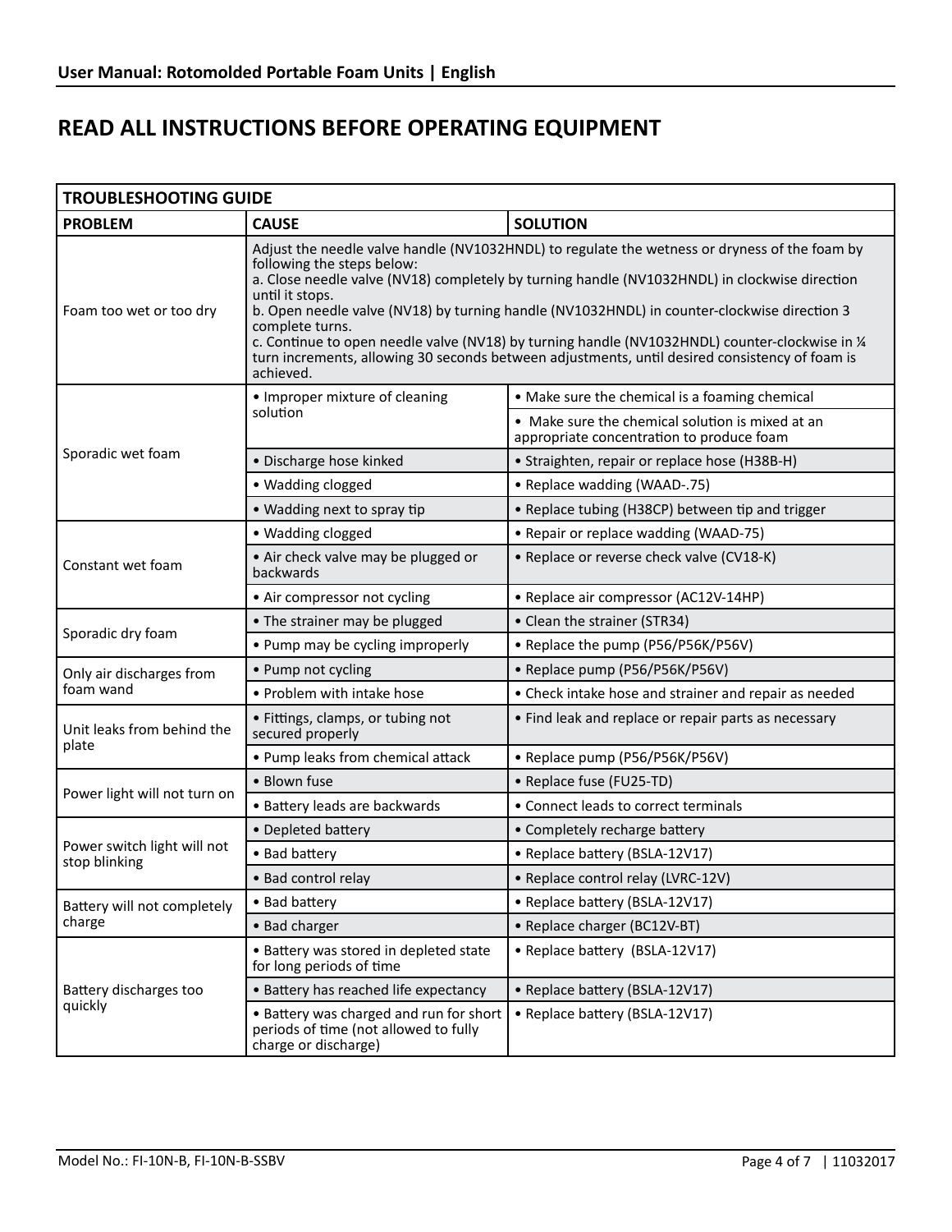## READ ALL INSTRUCTIONS BEFORE OPERATING EQUIPMENT

| TROUBLESHOOTING GUIDE | | |
|---|---|---|
| **PROBLEM** | **CAUSE** | **SOLUTION** |
| Foam too wet or too dry | Adjust the needle valve handle (NV1032HNDL) to regulate the wetness or dryness of the foam by following the steps below: a. Close needle valve (NV18) completely by turning handle (NV1032HNDL) in clockwise direction until it stops. b. Open needle valve (NV18) by turning handle (NV1032HNDL) in counter-clockwise direction 3 complete turns. c. Continue to open needle valve (NV18) by turning handle (NV1032HNDL) counter-clockwise in ¼ turn increments, allowing 30 seconds between adjustments, until desired consistency of foam is achieved. | |
| Sporadic wet foam | • Improper mixture of cleaning solution | • Make sure the chemical is a foaming chemical |
| | | • Make sure the chemical solution is mixed at an appropriate concentration to produce foam |
| | • Discharge hose kinked | • Straighten, repair or replace hose (H38B-H) |
| | • Wadding clogged | • Replace wadding (WAAD-.75) |
| | • Wadding next to spray tip | • Replace tubing (H38CP) between tip and trigger |
| Constant wet foam | • Wadding clogged | • Repair or replace wadding (WAAD-75) |
| | • Air check valve may be plugged or backwards | • Replace or reverse check valve (CV18-K) |
| | • Air compressor not cycling | • Replace air compressor (AC12V-14HP) |
| Sporadic dry foam | • The strainer may be plugged | • Clean the strainer (STR34) |
| | • Pump may be cycling improperly | • Replace the pump (P56/P56K/P56V) |
| Only air discharges from foam wand | • Pump not cycling | • Replace pump (P56/P56K/P56V) |
| | • Problem with intake hose | • Check intake hose and strainer and repair as needed |
| Unit leaks from behind the plate | • Fittings, clamps, or tubing not secured properly | • Find leak and replace or repair parts as necessary |
| | • Pump leaks from chemical attack | • Replace pump (P56/P56K/P56V) |
| Power light will not turn on | • Blown fuse | • Replace fuse (FU25-TD) |
| | • Battery leads are backwards | • Connect leads to correct terminals |
| Power switch light will not stop blinking | • Depleted battery | • Completely recharge battery |
| | • Bad battery | • Replace battery (BSLA-12V17) |
| | • Bad control relay | • Replace control relay (LVRC-12V) |
| Battery will not completely charge | • Bad battery | • Replace battery (BSLA-12V17) |
| | • Bad charger | • Replace charger (BC12V-BT) |
| Battery discharges too quickly | • Battery was stored in depleted state for long periods of time | • Replace battery (BSLA-12V17) |
| | • Battery has reached life expectancy | • Replace battery (BSLA-12V17) |
| | • Battery was charged and run for short periods of time (not allowed to fully charge or discharge) | • Replace battery (BSLA-12V17) |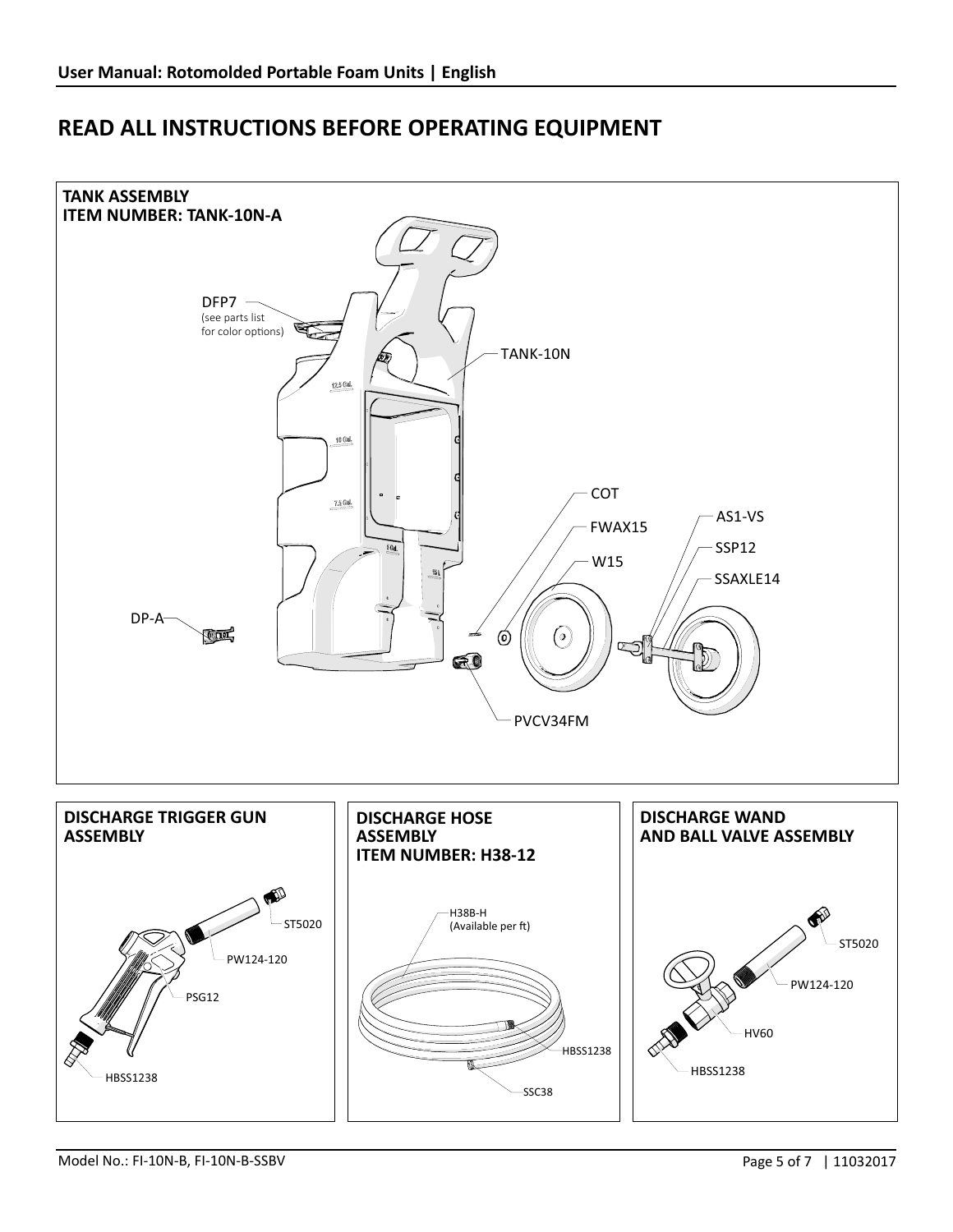# READ ALL INSTRUCTIONS BEFORE OPERATING EQUIPMENT

## TANK ASSEMBLY
## ITEM NUMBER: TANK-10N-A

DFP7
(see parts list for color options)

TANK-10N

COT

FWAX15

W15

AS1-VS

SSP12

SSAXLE14

DP-A

PVCV34FM

## DISCHARGE TRIGGER GUN ASSEMBLY

ST5020

PW124-120

PSG12

HBSS1238

## DISCHARGE HOSE ASSEMBLY
## ITEM NUMBER: H38-12

H38B-H
(Available per ft)

HBSS1238

SSC38

## DISCHARGE WAND AND BALL VALVE ASSEMBLY

ST5020

PW124-120

HV60

HBSS1238

Model No.: FI-10N-B, FI-10N-B-SSBV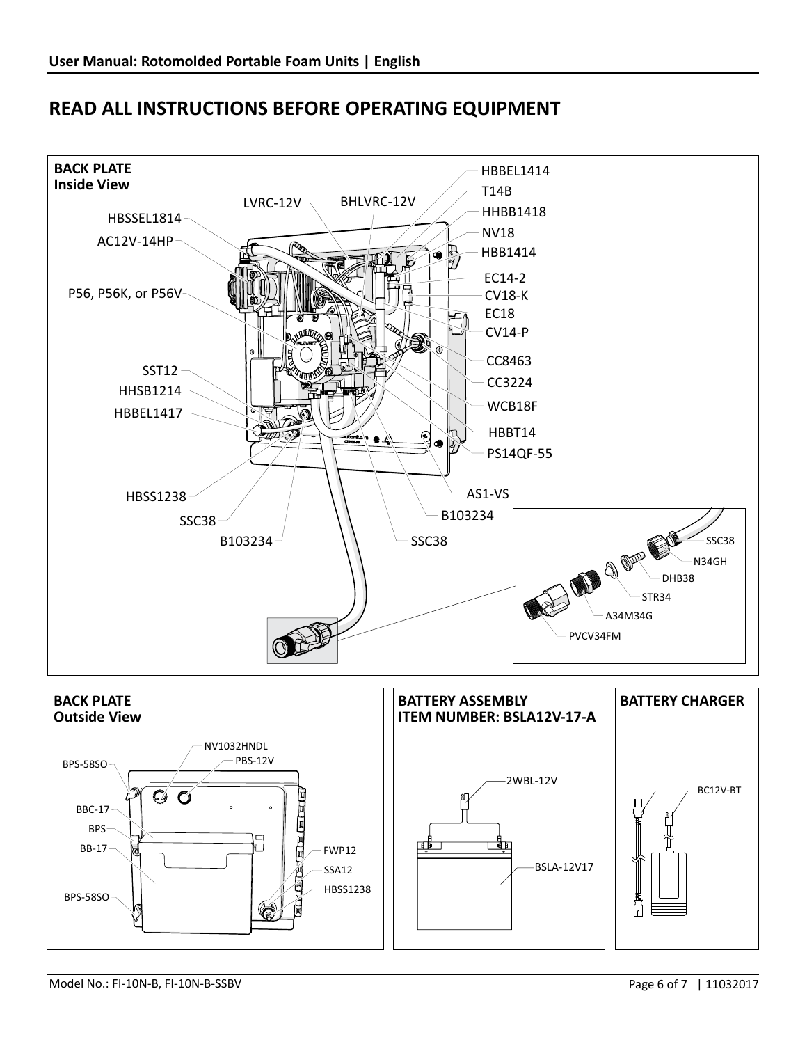## READ ALL INSTRUCTIONS BEFORE OPERATING EQUIPMENT

**BACK PLATE**
**Inside View**

LVRC-12V
BHLVRC-12V
HBSSEL1814
AC12V-14HP
P56, P56K, or P56V
SST12
HHSB1214
HBBEL1417
HBSS1238
SSC38
B103234
SSC38
B103234
AS1-VS
HBBEL1414
T14B
HHBB1418
NV18
HBB1414
EC14-2
CV18-K
EC18
CV14-P
CC8463
CC3224
WCB18F
HBBT14
PS14QF-55

SSC38
N34GH
DHB38
STR34
A34M34G
PVCV34FM

**BACK PLATE**
**Outside View**

NV1032HNDL
PBS-12V
BPS-58SO
BBC-17
BPS
BB-17
BPS-58SO
FWP12
SSA12
HBSS1238

**BATTERY ASSEMBLY**
**ITEM NUMBER: BSLA12V-17-A**

2WBL-12V
BSLA-12V17

**BATTERY CHARGER**

BC12V-BT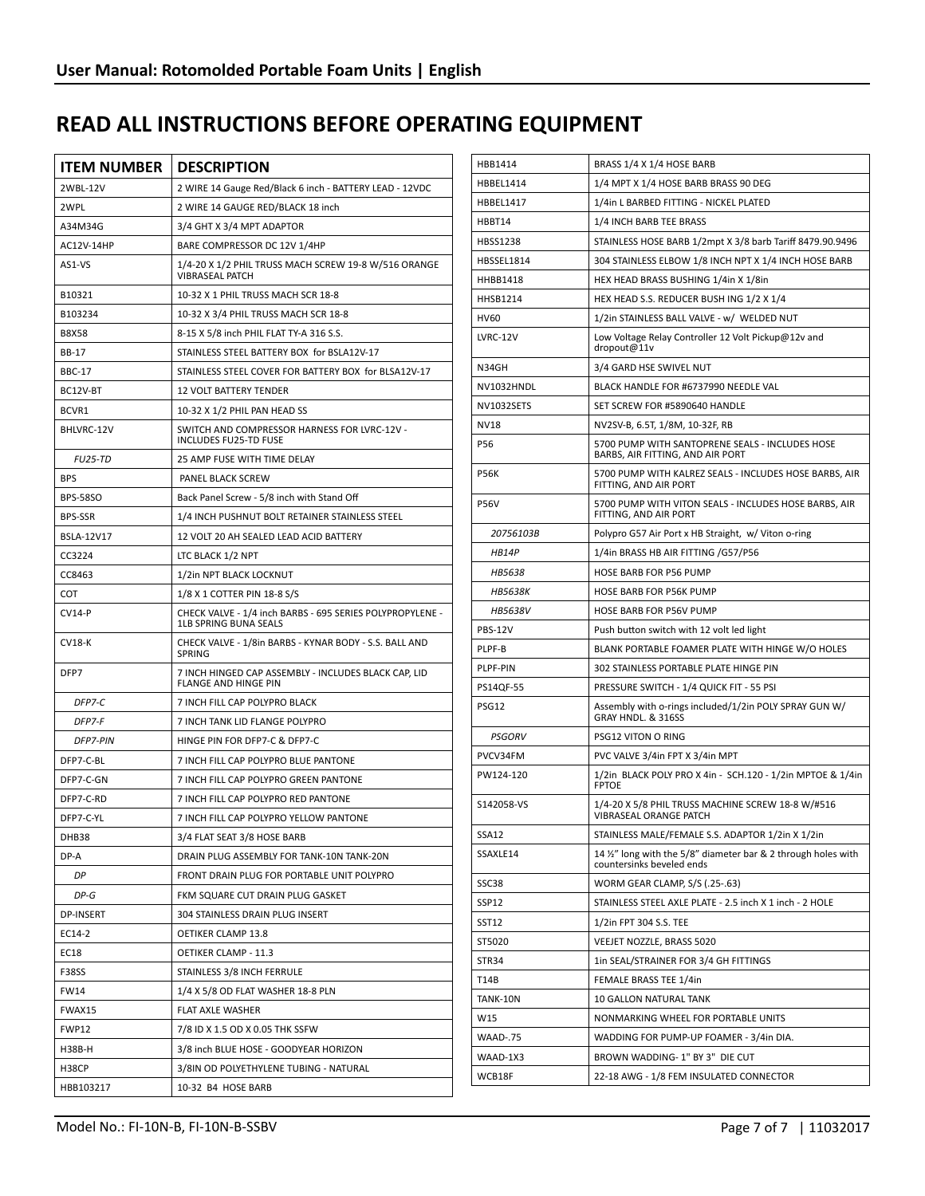# READ ALL INSTRUCTIONS BEFORE OPERATING EQUIPMENT

| ITEM NUMBER | DESCRIPTION |
|---|---|
| 2WBL-12V | 2 WIRE 14 Gauge Red/Black 6 inch - BATTERY LEAD - 12VDC |
| 2WPL | 2 WIRE 14 GAUGE RED/BLACK 18 inch |
| A34M34G | 3/4 GHT X 3/4 MPT ADAPTOR |
| AC12V-14HP | BARE COMPRESSOR DC 12V 1/4HP |
| AS1-VS | 1/4-20 X 1/2 PHIL TRUSS MACH SCREW 19-8 W/516 ORANGE VIBRASEAL PATCH |
| B10321 | 10-32 X 1 PHIL TRUSS MACH SCR 18-8 |
| B103234 | 10-32 X 3/4 PHIL TRUSS MACH SCR 18-8 |
| B8X58 | 8-15 X 5/8 inch PHIL FLAT TY-A 316 S.S. |
| BB-17 | STAINLESS STEEL BATTERY BOX for BSLA12V-17 |
| BBC-17 | STAINLESS STEEL COVER FOR BATTERY BOX for BLSA12V-17 |
| BC12V-BT | 12 VOLT BATTERY TENDER |
| BCVR1 | 10-32 X 1/2 PHIL PAN HEAD SS |
| BHLVRC-12V | SWITCH AND COMPRESSOR HARNESS FOR LVRC-12V - INCLUDES FU25-TD FUSE |
| *FU25-TD* | 25 AMP FUSE WITH TIME DELAY |
| BPS | PANEL BLACK SCREW |
| BPS-58SO | Back Panel Screw - 5/8 inch with Stand Off |
| BPS-SSR | 1/4 INCH PUSHNUT BOLT RETAINER STAINLESS STEEL |
| BSLA-12V17 | 12 VOLT 20 AH SEALED LEAD ACID BATTERY |
| CC3224 | LTC BLACK 1/2 NPT |
| CC8463 | 1/2in NPT BLACK LOCKNUT |
| COT | 1/8 X 1 COTTER PIN 18-8 S/S |
| CV14-P | CHECK VALVE - 1/4 inch BARBS - 695 SERIES POLYPROPYLENE - 1LB SPRING BUNA SEALS |
| CV18-K | CHECK VALVE - 1/8in BARBS - KYNAR BODY - S.S. BALL AND SPRING |
| DFP7 | 7 INCH HINGED CAP ASSEMBLY - INCLUDES BLACK CAP, LID FLANGE AND HINGE PIN |
| *DFP7-C* | 7 INCH FILL CAP POLYPRO BLACK |
| *DFP7-F* | 7 INCH TANK LID FLANGE POLYPRO |
| *DFP7-PIN* | HINGE PIN FOR DFP7-C & DFP7-C |
| DFP7-C-BL | 7 INCH FILL CAP POLYPRO BLUE PANTONE |
| DFP7-C-GN | 7 INCH FILL CAP POLYPRO GREEN PANTONE |
| DFP7-C-RD | 7 INCH FILL CAP POLYPRO RED PANTONE |
| DFP7-C-YL | 7 INCH FILL CAP POLYPRO YELLOW PANTONE |
| DHB38 | 3/4 FLAT SEAT 3/8 HOSE BARB |
| DP-A | DRAIN PLUG ASSEMBLY FOR TANK-10N TANK-20N |
| *DP* | FRONT DRAIN PLUG FOR PORTABLE UNIT POLYPRO |
| *DP-G* | FKM SQUARE CUT DRAIN PLUG GASKET |
| DP-INSERT | 304 STAINLESS DRAIN PLUG INSERT |
| EC14-2 | OETIKER CLAMP 13.8 |
| EC18 | OETIKER CLAMP - 11.3 |
| F38SS | STAINLESS 3/8 INCH FERRULE |
| FW14 | 1/4 X 5/8 OD FLAT WASHER 18-8 PLN |
| FWAX15 | FLAT AXLE WASHER |
| FWP12 | 7/8 ID X 1.5 OD X 0.05 THK SSFW |
| H38B-H | 3/8 inch BLUE HOSE - GOODYEAR HORIZON |
| H38CP | 3/8IN OD POLYETHYLENE TUBING - NATURAL |
| HBB103217 | 10-32 B4 HOSE BARB |
| HBB1414 | BRASS 1/4 X 1/4 HOSE BARB |
| HBBEL1414 | 1/4 MPT X 1/4 HOSE BARB BRASS 90 DEG |
| HBBEL1417 | 1/4in L BARBED FITTING - NICKEL PLATED |
| HBBT14 | 1/4 INCH BARB TEE BRASS |
| HBSS1238 | STAINLESS HOSE BARB 1/2mpt X 3/8 barb Tariff 8479.90.9496 |
| HBSSEL1814 | 304 STAINLESS ELBOW 1/8 INCH NPT X 1/4 INCH HOSE BARB |
| HHBB1418 | HEX HEAD BRASS BUSHING 1/4in X 1/8in |
| HHSB1214 | HEX HEAD S.S. REDUCER BUSH ING 1/2 X 1/4 |
| HV60 | 1/2in STAINLESS BALL VALVE - w/ WELDED NUT |
| LVRC-12V | Low Voltage Relay Controller 12 Volt Pickup@12v and dropout@11v |
| N34GH | 3/4 GARD HSE SWIVEL NUT |
| NV1032HNDL | BLACK HANDLE FOR #6737990 NEEDLE VAL |
| NV1032SETS | SET SCREW FOR #5890640 HANDLE |
| NV18 | NV2SV-B, 6.5T, 1/8M, 10-32F, RB |
| P56 | 5700 PUMP WITH SANTOPRENE SEALS - INCLUDES HOSE BARBS, AIR FITTING, AND AIR PORT |
| P56K | 5700 PUMP WITH KALREZ SEALS - INCLUDES HOSE BARBS, AIR FITTING, AND AIR PORT |
| P56V | 5700 PUMP WITH VITON SEALS - INCLUDES HOSE BARBS, AIR FITTING, AND AIR PORT |
| *20756103B* | Polypro G57 Air Port x HB Straight, w/ Viton o-ring |
| *HB14P* | 1/4in BRASS HB AIR FITTING /G57/P56 |
| *HB5638* | HOSE BARB FOR P56 PUMP |
| *HB5638K* | HOSE BARB FOR P56K PUMP |
| *HB5638V* | HOSE BARB FOR P56V PUMP |
| PBS-12V | Push button switch with 12 volt led light |
| PLPF-B | BLANK PORTABLE FOAMER PLATE WITH HINGE W/O HOLES |
| PLPF-PIN | 302 STAINLESS PORTABLE PLATE HINGE PIN |
| PS14QF-55 | PRESSURE SWITCH - 1/4 QUICK FIT - 55 PSI |
| PSG12 | Assembly with o-rings included/1/2in POLY SPRAY GUN W/ GRAY HNDL. & 316SS |
| *PSGORV* | PSG12 VITON O RING |
| PVCV34FM | PVC VALVE 3/4in FPT X 3/4in MPT |
| PW124-120 | 1/2in BLACK POLY PRO X 4in - SCH.120 - 1/2in MPTOE & 1/4in FPTOE |
| S142058-VS | 1/4-20 X 5/8 PHIL TRUSS MACHINE SCREW 18-8 W/#516 VIBRASEAL ORANGE PATCH |
| SSA12 | STAINLESS MALE/FEMALE S.S. ADAPTOR 1/2in X 1/2in |
| SSAXLE14 | 14 ½" long with the 5/8" diameter bar & 2 through holes with countersinks beveled ends |
| SSC38 | WORM GEAR CLAMP, S/S (.25-.63) |
| SSP12 | STAINLESS STEEL AXLE PLATE - 2.5 inch X 1 inch - 2 HOLE |
| SST12 | 1/2in FPT 304 S.S. TEE |
| ST5020 | VEEJET NOZZLE, BRASS 5020 |
| STR34 | 1in SEAL/STRAINER FOR 3/4 GH FITTINGS |
| T14B | FEMALE BRASS TEE 1/4in |
| TANK-10N | 10 GALLON NATURAL TANK |
| W15 | NONMARKING WHEEL FOR PORTABLE UNITS |
| WAAD-.75 | WADDING FOR PUMP-UP FOAMER - 3/4in DIA. |
| WAAD-1X3 | BROWN WADDING- 1" BY 3" DIE CUT |
| WCB18F | 22-18 AWG - 1/8 FEM INSULATED CONNECTOR |